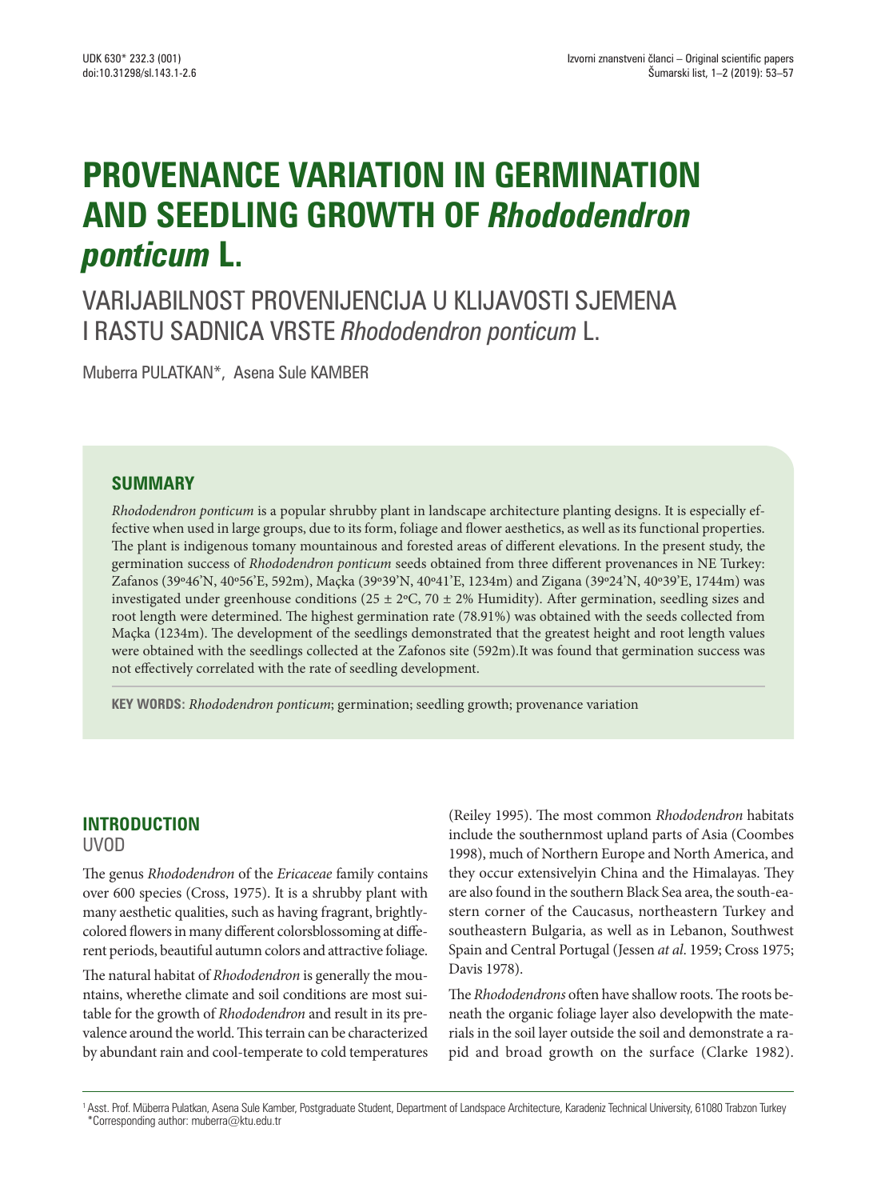# PROVENANCE VARIATION IN GERMINATION AND SEEDLING GROWTH OF *Rhododendron ponticum* L.

## VARIJABILNOST PROVENIJENCIJA U KLIJAVOSTI SJEMENA I RASTU SADNICA VRSTE *Rhododendron ponticum* L.

Muberra PULATKAN*, Asena Sule KAMBER

### SUMMARY

*Rhododendron ponticum* is a popular shrubby plant in landscape architecture planting designs. It is especially effective when used in large groups, due to its form, foliage and flower aesthetics, as well as its functional properties. The plant is indigenous tomany mountainous and forested areas of different elevations. In the present study, the germination success of *Rhododendron ponticum* seeds obtained from three different provenances in NE Turkey: Zafanos (39º46'N, 40º56'E, 592m), Maçka (39º39'N, 40º41'E, 1234m) and Zigana (39º24'N, 40º39'E, 1744m) was investigated under greenhouse conditions (25 ± 2ºC, 70 ± 2% Humidity). After germination, seedling sizes and root length were determined. The highest germination rate (78.91%) was obtained with the seeds collected from Maçka (1234m). The development of the seedlings demonstrated that the greatest height and root length values were obtained with the seedlings collected at the Zafonos site (592m).It was found that germination success was not effectively correlated with the rate of seedling development.

**KEY WORDS:** *Rhododendron ponticum*; germination; seedling growth; provenance variation

## INTRODUCTION
UVOD

The genus *Rhododendron* of the *Ericaceae* family contains over 600 species (Cross, 1975). It is a shrubby plant with many aesthetic qualities, such as having fragrant, brightly-colored flowers in many different colorsblossoming at different periods, beautiful autumn colors and attractive foliage.

The natural habitat of *Rhododendron* is generally the mountains, wherethe climate and soil conditions are most suitable for the growth of *Rhododendron* and result in its prevalence around the world. This terrain can be characterized by abundant rain and cool-temperate to cold temperatures (Reiley 1995). The most common *Rhododendron* habitats include the southernmost upland parts of Asia (Coombes 1998), much of Northern Europe and North America, and they occur extensivelyin China and the Himalayas. They are also found in the southern Black Sea area, the south-eastern corner of the Caucasus, northeastern Turkey and southeastern Bulgaria, as well as in Lebanon, Southwest Spain and Central Portugal (Jessen *at al*. 1959; Cross 1975; Davis 1978).

The *Rhododendrons* often have shallow roots. The roots beneath the organic foliage layer also developwith the materials in the soil layer outside the soil and demonstrate a rapid and broad growth on the surface (Clarke 1982).

[1] Asst. Prof. Müberra Pulatkan, Asena Sule Kamber, Postgraduate Student, Department of Landspace Architecture, Karadeniz Technical University, 61080 Trabzon Turkey
*Corresponding author: muberra@ktu.edu.tr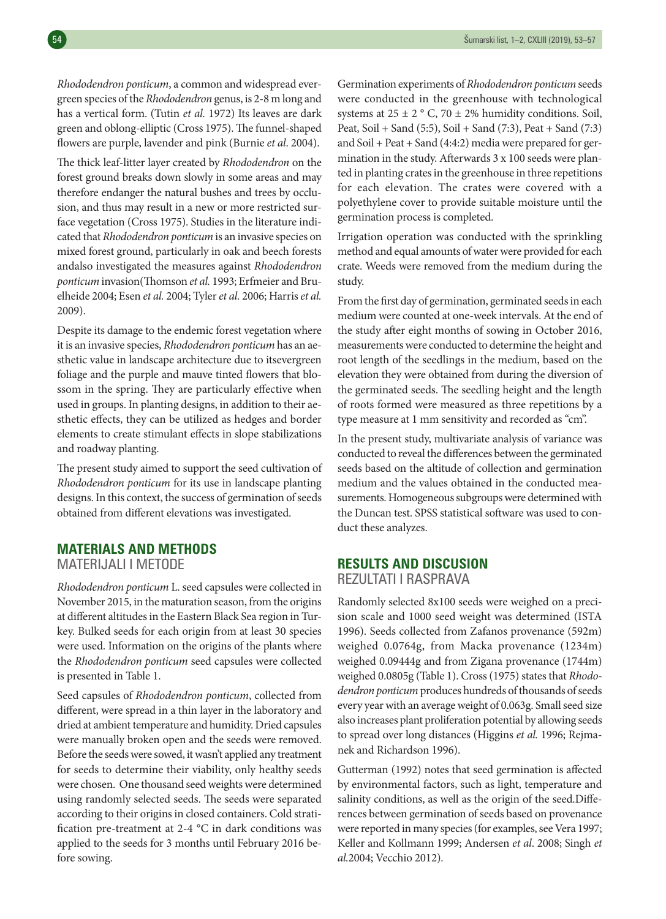*Rhododendron ponticum*, a common and widespread evergreen species of the *Rhododendron* genus, is 2-8 m long and has a vertical form. (Tutin *et al.* 1972) Its leaves are dark green and oblong-elliptic (Cross 1975). The funnel-shaped flowers are purple, lavender and pink (Burnie *et al*. 2004).

The thick leaf-litter layer created by *Rhododendron* on the forest ground breaks down slowly in some areas and may therefore endanger the natural bushes and trees by occlusion, and thus may result in a new or more restricted surface vegetation (Cross 1975). Studies in the literature indicated that *Rhododendron ponticum* is an invasive species on mixed forest ground, particularly in oak and beech forests andalso investigated the measures against *Rhododendron ponticum* invasion(Thomson *et al.* 1993; Erfmeier and Bruelheide 2004; Esen *et al.* 2004; Tyler *et al.* 2006; Harris *et al.* 2009).

Despite its damage to the endemic forest vegetation where it is an invasive species, *Rhododendron ponticum* has an aesthetic value in landscape architecture due to itsevergreen foliage and the purple and mauve tinted flowers that blossom in the spring. They are particularly effective when used in groups. In planting designs, in addition to their aesthetic effects, they can be utilized as hedges and border elements to create stimulant effects in slope stabilizations and roadway planting.

The present study aimed to support the seed cultivation of *Rhododendron ponticum* for its use in landscape planting designs. In this context, the success of germination of seeds obtained from different elevations was investigated.

## MATERIALS AND METHODS
## MATERIJALI I METODE

*Rhododendron ponticum* L. seed capsules were collected in November 2015, in the maturation season, from the origins at different altitudes in the Eastern Black Sea region in Turkey. Bulked seeds for each origin from at least 30 species were used. Information on the origins of the plants where the *Rhododendron ponticum* seed capsules were collected is presented in Table 1.

Seed capsules of *Rhododendron ponticum*, collected from different, were spread in a thin layer in the laboratory and dried at ambient temperature and humidity. Dried capsules were manually broken open and the seeds were removed. Before the seeds were sowed, it wasn't applied any treatment for seeds to determine their viability, only healthy seeds were chosen. One thousand seed weights were determined using randomly selected seeds. The seeds were separated according to their origins in closed containers. Cold stratification pre-treatment at 2-4 °C in dark conditions was applied to the seeds for 3 months until February 2016 before sowing.

Germination experiments of *Rhododendron ponticum* seeds were conducted in the greenhouse with technological systems at 25 ± 2 ° C, 70 ± 2% humidity conditions. Soil, Peat, Soil + Sand (5:5), Soil + Sand (7:3), Peat + Sand (7:3) and Soil + Peat + Sand (4:4:2) media were prepared for germination in the study. Afterwards 3 x 100 seeds were planted in planting crates in the greenhouse in three repetitions for each elevation. The crates were covered with a polyethylene cover to provide suitable moisture until the germination process is completed.

Irrigation operation was conducted with the sprinkling method and equal amounts of water were provided for each crate. Weeds were removed from the medium during the study.

From the first day of germination, germinated seeds in each medium were counted at one-week intervals. At the end of the study after eight months of sowing in October 2016, measurements were conducted to determine the height and root length of the seedlings in the medium, based on the elevation they were obtained from during the diversion of the germinated seeds. The seedling height and the length of roots formed were measured as three repetitions by a type measure at 1 mm sensitivity and recorded as "cm".

In the present study, multivariate analysis of variance was conducted to reveal the differences between the germinated seeds based on the altitude of collection and germination medium and the values obtained in the conducted measurements. Homogeneous subgroups were determined with the Duncan test. SPSS statistical software was used to conduct these analyzes.

## RESULTS AND DISCUSION
## REZULTATI I RASPRAVA

Randomly selected 8x100 seeds were weighed on a precision scale and 1000 seed weight was determined (ISTA 1996). Seeds collected from Zafanos provenance (592m) weighed 0.0764g, from Macka provenance (1234m) weighed 0.09444g and from Zigana provenance (1744m) weighed 0.0805g (Table 1). Cross (1975) states that *Rhododendron ponticum* produces hundreds of thousands of seeds every year with an average weight of 0.063g. Small seed size also increases plant proliferation potential by allowing seeds to spread over long distances (Higgins *et al.* 1996; Rejmanek and Richardson 1996).

Gutterman (1992) notes that seed germination is affected by environmental factors, such as light, temperature and salinity conditions, as well as the origin of the seed.Differences between germination of seeds based on provenance were reported in many species (for examples, see Vera 1997; Keller and Kollmann 1999; Andersen *et al*. 2008; Singh *et al.*2004; Vecchio 2012).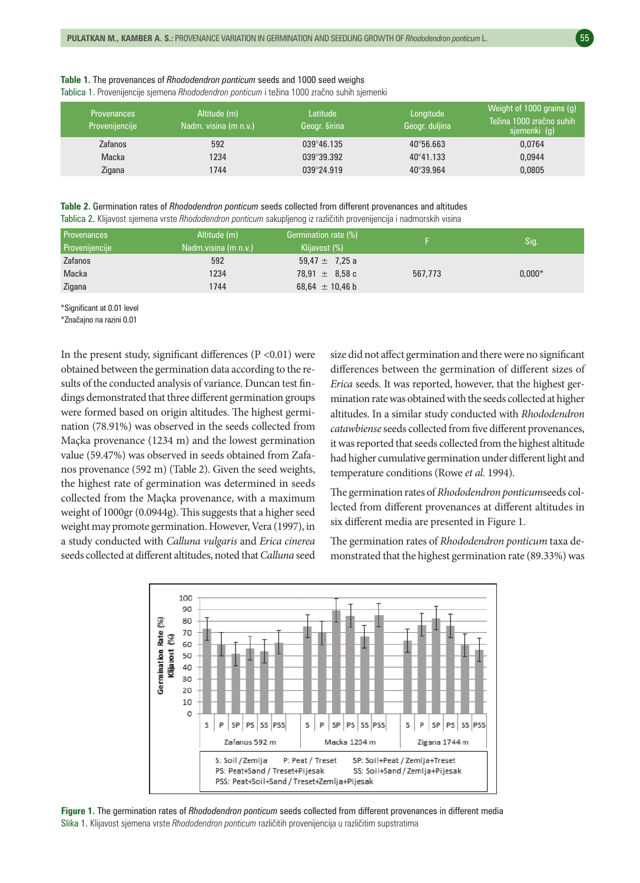**Table 1.** The provenances of *Rhododendron ponticum* seeds and 1000 seed weighs
Tablica 1. Provenijencije sjemena *Rhododendron ponticum* i težina 1000 zračno suhih sjemenki

| Provenances Provenijencije | Altitude (m) Nadm. visina (m n.v.) | Latitude Geogr. širina | Longitude Geogr. duljina | Weight of 1000 grains (g) Težina 1000 zračno suhih sjemenki (g) |
|---|---|---|---|---|
| Zafanos | 592 | 039°46.135 | 40°56.663 | 0,0764 |
| Macka | 1234 | 039°39.392 | 40°41.133 | 0,0944 |
| Zigana | 1744 | 039°24.919 | 40°39.964 | 0,0805 |

**Table 2.** Germination rates of *Rhododendron ponticum* seeds collected from different provenances and altitudes
Tablica 2. Klijavost sjemena vrste *Rhododendron ponticum* sakupljenog iz različitih provenijencija i nadmorskih visina

| Provenances Provenijencije | Altitude (m) Nadm.visina (m n.v.) | Germination rate (%) Klijavost (%) | F | Sig. |
|---|---|---|---|---|
| Zafanos | 592 | 59,47 ± 7,25 a | | |
| Macka | 1234 | 78,91 ± 8,58 c | 567,773 | 0,000* |
| Zigana | 1744 | 68,64 ± 10,46 b | | |

*Significant at 0.01 level
*Značajno na razini 0.01

In the present study, significant differences (P <0.01) were obtained between the germination data according to the results of the conducted analysis of variance. Duncan test findings demonstrated that three different germination groups were formed based on origin altitudes. The highest germination (78.91%) was observed in the seeds collected from Maçka provenance (1234 m) and the lowest germination value (59.47%) was observed in seeds obtained from Zafanos provenance (592 m) (Table 2). Given the seed weights, the highest rate of germination was determined in seeds collected from the Maçka provenance, with a maximum weight of 1000gr (0.0944g). This suggests that a higher seed weight may promote germination. However, Vera (1997), in a study conducted with *Calluna vulgaris* and *Erica cinerea* seeds collected at different altitudes, noted that *Calluna* seed size did not affect germination and there were no significant differences between the germination of different sizes of *Erica* seeds. It was reported, however, that the highest germination rate was obtained with the seeds collected at higher altitudes. In a similar study conducted with *Rhododendron catawbiense* seeds collected from five different provenances, it was reported that seeds collected from the highest altitude had higher cumulative germination under different light and temperature conditions (Rowe *et al.* 1994).

The germination rates of *Rhododendron ponticum* seeds collected from different provenances at different altitudes in six different media are presented in Figure 1.

The germination rates of *Rhododendron ponticum* taxa demonstrated that the highest germination rate (89.33%) was

**Figure 1.** The germination rates of *Rhododendron ponticum* seeds collected from different provenances in different media
Slika 1. Klijavost sjemena vrste *Rhododendron ponticum* različitih provenijencija u različitim supstratima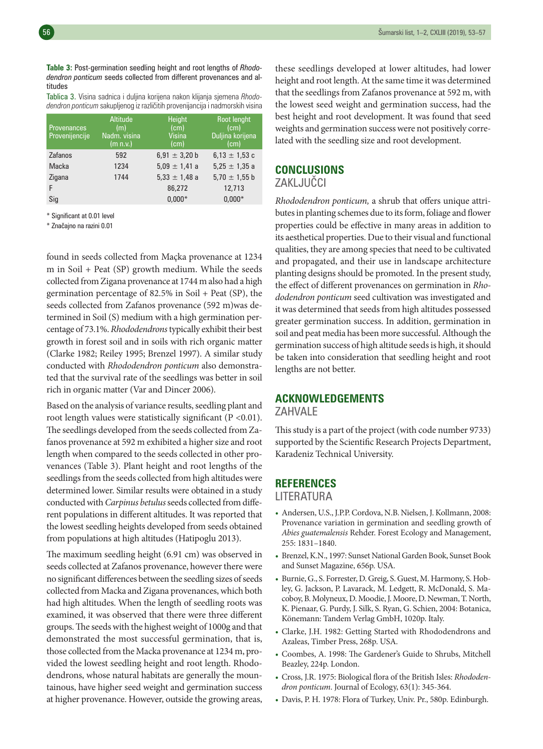**Table 3:** Post-germination seedling height and root lengths of *Rhododendron ponticum* seeds collected from different provenances and altitudes

Tablica 3. Visina sadnica i duljina korijena nakon klijanja sjemena *Rhododendron ponticum* sakupljenog iz različitih provenijencija i nadmorskih visina

| Provenances Provenijencije | Altitude (m) Nadm. visina (m n.v.) | Height (cm) Visina (cm) | Root lenght (cm) Duljina korijena (cm) |
|---|---|---|---|
| Zafanos | 592 | 6,91 ± 3,20 b | 6,13 ± 1,53 c |
| Macka | 1234 | 5,09 ± 1,41 a | 5,25 ± 1,35 a |
| Zigana | 1744 | 5,33 ± 1,48 a | 5,70 ± 1,55 b |
| F | | 86,272 | 12,713 |
| Sig | | 0,000* | 0,000* |

* Significant at 0.01 level

* Značajno na razini 0.01

found in seeds collected from Maçka provenance at 1234 m in Soil + Peat (SP) growth medium. While the seeds collected from Zigana provenance at 1744 m also had a high germination percentage of 82.5% in Soil + Peat (SP), the seeds collected from Zafanos provenance (592 m)was determined in Soil (S) medium with a high germination percentage of 73.1%. *Rhododendrons* typically exhibit their best growth in forest soil and in soils with rich organic matter (Clarke 1982; Reiley 1995; Brenzel 1997). A similar study conducted with *Rhododendron ponticum* also demonstrated that the survival rate of the seedlings was better in soil rich in organic matter (Var and Dincer 2006).

Based on the analysis of variance results, seedling plant and root length values were statistically significant (P <0.01). The seedlings developed from the seeds collected from Zafanos provenance at 592 m exhibited a higher size and root length when compared to the seeds collected in other provenances (Table 3). Plant height and root lengths of the seedlings from the seeds collected from high altitudes were determined lower. Similar results were obtained in a study conducted with *Carpinus betulus* seeds collected from different populations in different altitudes. It was reported that the lowest seedling heights developed from seeds obtained from populations at high altitudes (Hatipoglu 2013).

The maximum seedling height (6.91 cm) was observed in seeds collected at Zafanos provenance, however there were no significant differences between the seedling sizes of seeds collected from Macka and Zigana provenances, which both had high altitudes. When the length of seedling roots was examined, it was observed that there were three different groups. The seeds with the highest weight of 1000g and that demonstrated the most successful germination, that is, those collected from the Macka provenance at 1234 m, provided the lowest seedling height and root length. Rhododendrons, whose natural habitats are generally the mountainous, have higher seed weight and germination success at higher provenance. However, outside the growing areas, these seedlings developed at lower altitudes, had lower height and root length. At the same time it was determined that the seedlings from Zafanos provenance at 592 m, with the lowest seed weight and germination success, had the best height and root development. It was found that seed weights and germination success were not positively correlated with the seedling size and root development.

## CONCLUSIONS
## ZAKLJUČCI

*Rhododendron ponticum,* a shrub that offers unique attributes in planting schemes due to its form, foliage and flower properties could be effective in many areas in addition to its aesthetical properties. Due to their visual and functional qualities, they are among species that need to be cultivated and propagated, and their use in landscape architecture planting designs should be promoted. In the present study, the effect of different provenances on germination in *Rhododendron ponticum* seed cultivation was investigated and it was determined that seeds from high altitudes possessed greater germination success. In addition, germination in soil and peat media has been more successful. Although the germination success of high altitude seeds is high, it should be taken into consideration that seedling height and root lengths are not better.

## ACKNOWLEDGEMENTS
## ZAHVALE

This study is a part of the project (with code number 9733) supported by the Scientific Research Projects Department, Karadeniz Technical University.

## REFERENCES
## LITERATURA

- Andersen, U.S., J.P.P. Cordova, N.B. Nielsen, J. Kollmann, 2008: Provenance variation in germination and seedling growth of *Abies guatemalensis* Rehder. Forest Ecology and Management, 255: 1831–1840.
- Brenzel, K.N., 1997: Sunset National Garden Book, Sunset Book and Sunset Magazine, 656p. USA.
- Burnie, G., S. Forrester, D. Greig, S. Guest, M. Harmony, S. Hobley, G. Jackson, P. Lavarack, M. Ledgett, R. McDonald, S. Macoboy, B. Molyneux, D. Moodie, J. Moore, D. Newman, T. North, K. Pienaar, G. Purdy, J. Silk, S. Ryan, G. Schien, 2004: Botanica, Könemann: Tandem Verlag GmbH, 1020p. Italy.
- Clarke, J.H. 1982: Getting Started with Rhododendrons and Azaleas, Timber Press, 268p. USA.
- Coombes, A. 1998: The Gardener's Guide to Shrubs, Mitchell Beazley, 224p. London.
- Cross, J.R. 1975: Biological flora of the British Isles: *Rhododendron ponticum*. Journal of Ecology, 63(1): 345-364.
- Davis, P. H. 1978: Flora of Turkey, Univ. Pr., 580p. Edinburgh.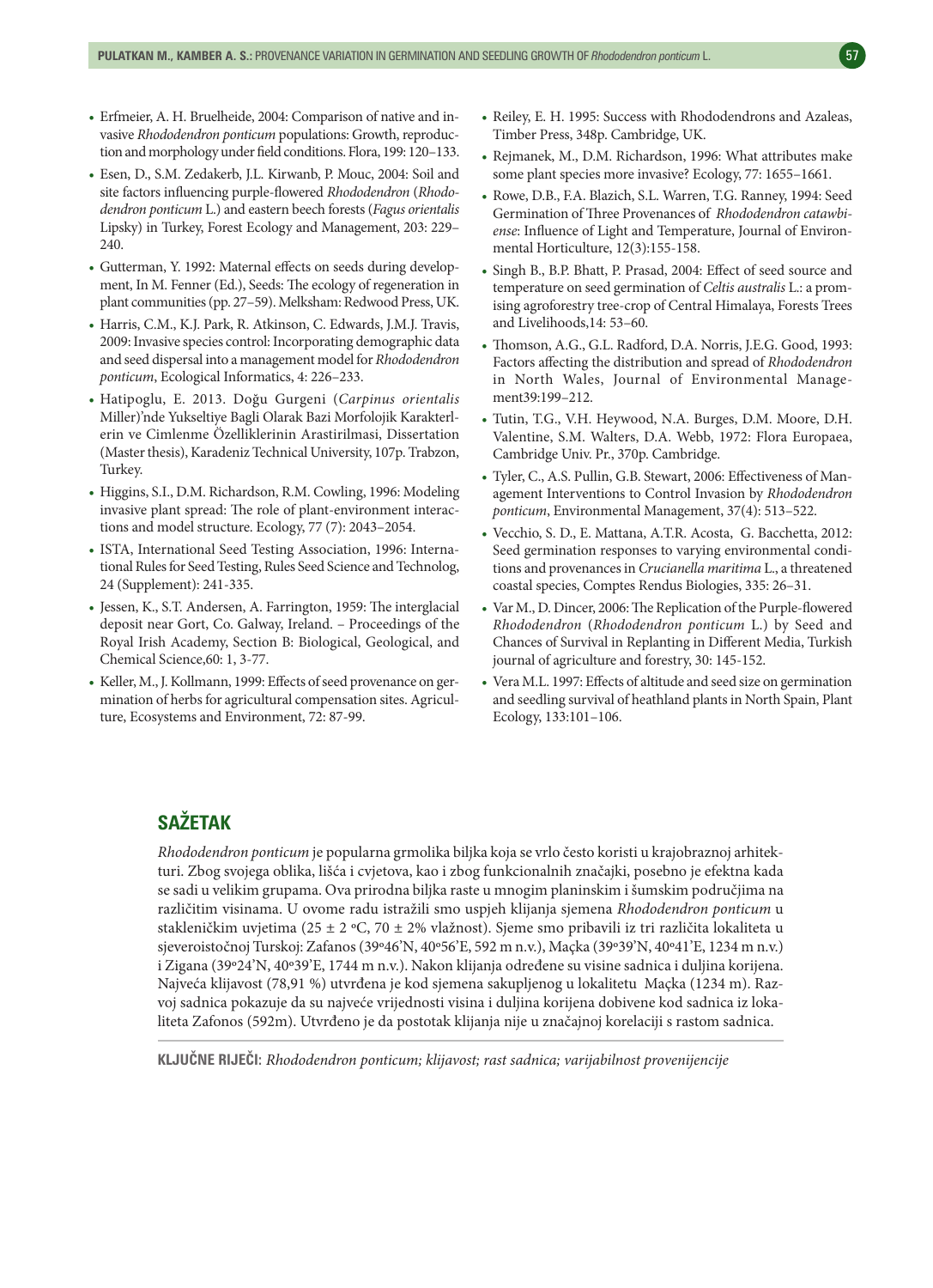- Erfmeier, A. H. Bruelheide, 2004: Comparison of native and invasive *Rhododendron ponticum* populations: Growth, reproduction and morphology under field conditions. Flora, 199: 120–133.
- Esen, D., S.M. Zedakerb, J.L. Kirwanb, P. Mouc, 2004: Soil and site factors influencing purple-flowered *Rhododendron* (*Rhododendron ponticum* L.) and eastern beech forests (*Fagus orientalis* Lipsky) in Turkey, Forest Ecology and Management, 203: 229–240.
- Gutterman, Y. 1992: Maternal effects on seeds during development, In M. Fenner (Ed.), Seeds: The ecology of regeneration in plant communities (pp. 27–59). Melksham: Redwood Press, UK.
- Harris, C.M., K.J. Park, R. Atkinson, C. Edwards, J.M.J. Travis, 2009: Invasive species control: Incorporating demographic data and seed dispersal into a management model for *Rhododendron ponticum*, Ecological Informatics, 4: 226–233.
- Hatipoglu, E. 2013. Doğu Gurgeni (*Carpinus orientalis* Miller)'nde Yukseltiye Bagli Olarak Bazi Morfolojik Karakterlerin ve Cimlenme Özelliklerinin Arastirilmasi, Dissertation (Master thesis), Karadeniz Technical University, 107p. Trabzon, Turkey.
- Higgins, S.I., D.M. Richardson, R.M. Cowling, 1996: Modeling invasive plant spread: The role of plant-environment interactions and model structure. Ecology, 77 (7): 2043–2054.
- ISTA, International Seed Testing Association, 1996: International Rules for Seed Testing, Rules Seed Science and Technolog, 24 (Supplement): 241-335.
- Jessen, K., S.T. Andersen, A. Farrington, 1959: The interglacial deposit near Gort, Co. Galway, Ireland. – Proceedings of the Royal Irish Academy, Section B: Biological, Geological, and Chemical Science,60: 1, 3-77.
- Keller, M., J. Kollmann, 1999: Effects of seed provenance on germination of herbs for agricultural compensation sites. Agriculture, Ecosystems and Environment, 72: 87-99.
- Reiley, E. H. 1995: Success with Rhododendrons and Azaleas, Timber Press, 348p. Cambridge, UK.
- Rejmanek, M., D.M. Richardson, 1996: What attributes make some plant species more invasive? Ecology, 77: 1655–1661.
- Rowe, D.B., F.A. Blazich, S.L. Warren, T.G. Ranney, 1994: Seed Germination of Three Provenances of *Rhododendron catawbiense*: Influence of Light and Temperature, Journal of Environmental Horticulture, 12(3):155-158.
- Singh B., B.P. Bhatt, P. Prasad, 2004: Effect of seed source and temperature on seed germination of *Celtis australis* L.: a promising agroforestry tree-crop of Central Himalaya, Forests Trees and Livelihoods,14: 53–60.
- Thomson, A.G., G.L. Radford, D.A. Norris, J.E.G. Good, 1993: Factors affecting the distribution and spread of *Rhododendron* in North Wales, Journal of Environmental Management39:199–212.
- Tutin, T.G., V.H. Heywood, N.A. Burges, D.M. Moore, D.H. Valentine, S.M. Walters, D.A. Webb, 1972: Flora Europaea, Cambridge Univ. Pr., 370p. Cambridge.
- Tyler, C., A.S. Pullin, G.B. Stewart, 2006: Effectiveness of Management Interventions to Control Invasion by *Rhododendron ponticum*, Environmental Management, 37(4): 513–522.
- Vecchio, S. D., E. Mattana, A.T.R. Acosta, G. Bacchetta, 2012: Seed germination responses to varying environmental conditions and provenances in *Crucianella maritima* L., a threatened coastal species, Comptes Rendus Biologies, 335: 26–31.
- Var M., D. Dincer, 2006: The Replication of the Purple-flowered *Rhododendron* (*Rhododendron ponticum* L.) by Seed and Chances of Survival in Replanting in Different Media, Turkish journal of agriculture and forestry, 30: 145-152.
- Vera M.L. 1997: Effects of altitude and seed size on germination and seedling survival of heathland plants in North Spain, Plant Ecology, 133:101–106.

## SAŽETAK

*Rhododendron ponticum* je popularna grmolika biljka koja se vrlo često koristi u krajobraznoj arhitekturi. Zbog svojega oblika, lišća i cvjetova, kao i zbog funkcionalnih značajki, posebno je efektna kada se sadi u velikim grupama. Ova prirodna biljka raste u mnogim planinskim i šumskim područjima na različitim visinama. U ovome radu istražili smo uspjeh klijanja sjemena *Rhododendron ponticum* u stakleničkim uvjetima (25 ± 2 ºC, 70 ± 2% vlažnost). Sjeme smo pribavili iz tri različita lokaliteta u sjeveroistočnoj Turskoj: Zafanos (39º46'N, 40º56'E, 592 m n.v.), Maçka (39º39'N, 40º41'E, 1234 m n.v.) i Zigana (39º24'N, 40º39'E, 1744 m n.v.). Nakon klijanja određene su visine sadnica i duljina korijena. Najveća klijavost (78,91 %) utvrđena je kod sjemena sakupljenog u lokalitetu Maçka (1234 m). Razvoj sadnica pokazuje da su najveće vrijednosti visina i duljina korijena dobivene kod sadnica iz lokaliteta Zafonos (592m). Utvrđeno je da postotak klijanja nije u značajnoj korelaciji s rastom sadnica.

**KLJUČNE RIJEČI**: *Rhododendron ponticum; klijavost; rast sadnica; varijabilnost provenijencije*